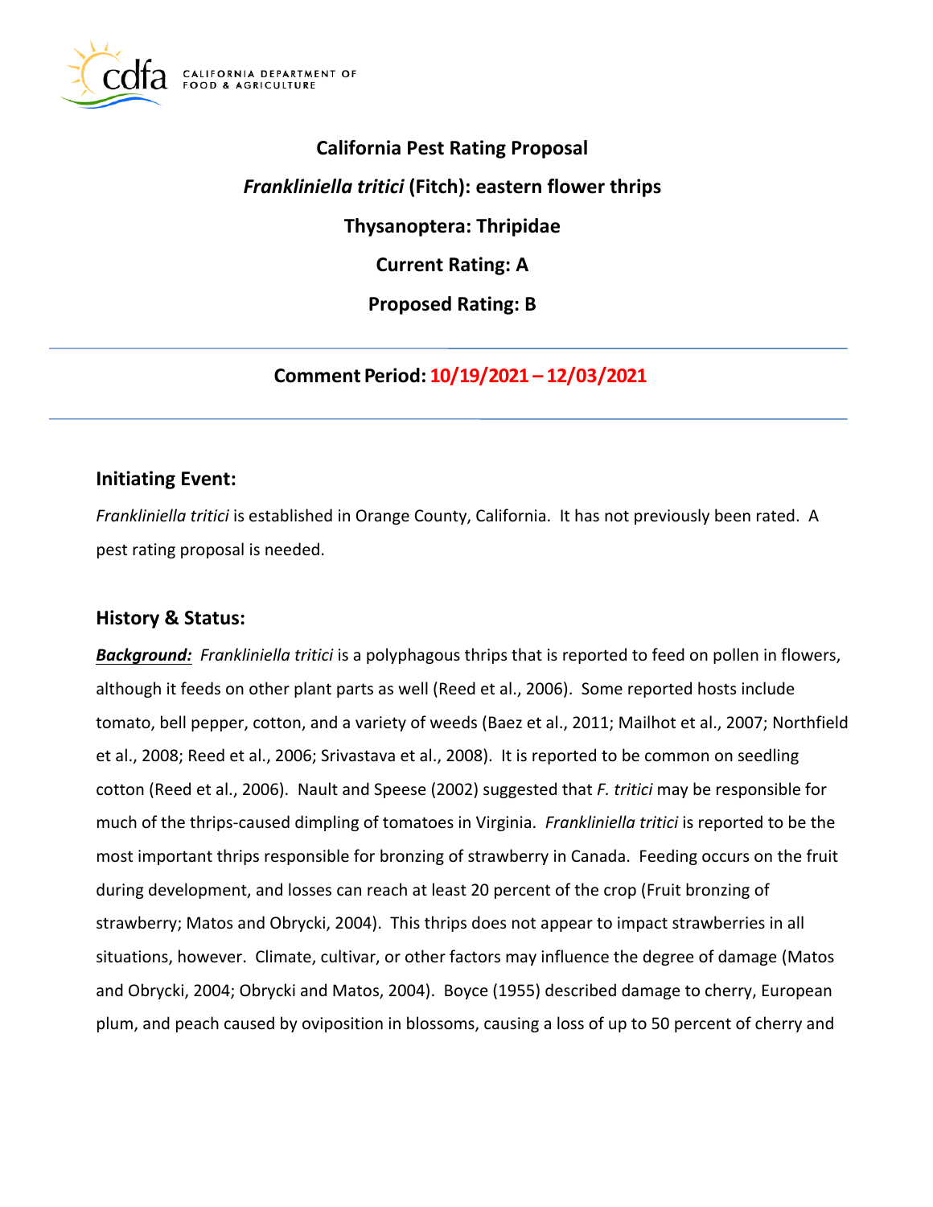# California Pest Rating Proposal

## *Frankliniella tritici* (Fitch): eastern flower thrips

## Thysanoptera: Thripidae

## Current Rating: A

## Proposed Rating: B

---

**Comment Period: 10/19/2021 – 12/03/2021**

---

## Initiating Event:

*Frankliniella tritici* is established in Orange County, California. It has not previously been rated. A pest rating proposal is needed.

## History & Status:

***Background:*** *Frankliniella tritici* is a polyphagous thrips that is reported to feed on pollen in flowers, although it feeds on other plant parts as well (Reed et al., 2006). Some reported hosts include tomato, bell pepper, cotton, and a variety of weeds (Baez et al., 2011; Mailhot et al., 2007; Northfield et al., 2008; Reed et al., 2006; Srivastava et al., 2008). It is reported to be common on seedling cotton (Reed et al., 2006). Nault and Speese (2002) suggested that *F. tritici* may be responsible for much of the thrips-caused dimpling of tomatoes in Virginia. *Frankliniella tritici* is reported to be the most important thrips responsible for bronzing of strawberry in Canada. Feeding occurs on the fruit during development, and losses can reach at least 20 percent of the crop (Fruit bronzing of strawberry; Matos and Obrycki, 2004). This thrips does not appear to impact strawberries in all situations, however. Climate, cultivar, or other factors may influence the degree of damage (Matos and Obrycki, 2004; Obrycki and Matos, 2004). Boyce (1955) described damage to cherry, European plum, and peach caused by oviposition in blossoms, causing a loss of up to 50 percent of cherry and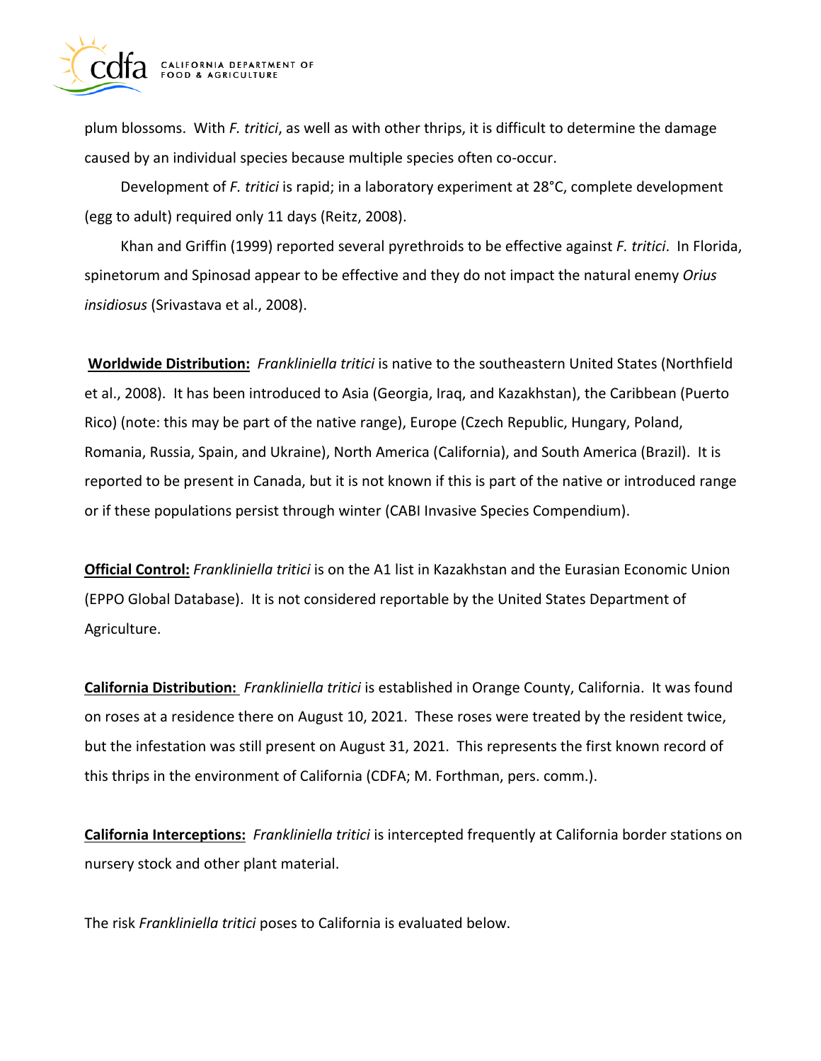plum blossoms. With *F. tritici*, as well as with other thrips, it is difficult to determine the damage caused by an individual species because multiple species often co-occur.

Development of *F. tritici* is rapid; in a laboratory experiment at 28°C, complete development (egg to adult) required only 11 days (Reitz, 2008).

Khan and Griffin (1999) reported several pyrethroids to be effective against *F. tritici*. In Florida, spinetorum and Spinosad appear to be effective and they do not impact the natural enemy *Orius insidiosus* (Srivastava et al., 2008).

**Worldwide Distribution:** *Frankliniella tritici* is native to the southeastern United States (Northfield et al., 2008). It has been introduced to Asia (Georgia, Iraq, and Kazakhstan), the Caribbean (Puerto Rico) (note: this may be part of the native range), Europe (Czech Republic, Hungary, Poland, Romania, Russia, Spain, and Ukraine), North America (California), and South America (Brazil). It is reported to be present in Canada, but it is not known if this is part of the native or introduced range or if these populations persist through winter (CABI Invasive Species Compendium).

**Official Control:** *Frankliniella tritici* is on the A1 list in Kazakhstan and the Eurasian Economic Union (EPPO Global Database). It is not considered reportable by the United States Department of Agriculture.

**California Distribution:** *Frankliniella tritici* is established in Orange County, California. It was found on roses at a residence there on August 10, 2021. These roses were treated by the resident twice, but the infestation was still present on August 31, 2021. This represents the first known record of this thrips in the environment of California (CDFA; M. Forthman, pers. comm.).

**California Interceptions:** *Frankliniella tritici* is intercepted frequently at California border stations on nursery stock and other plant material.

The risk *Frankliniella tritici* poses to California is evaluated below.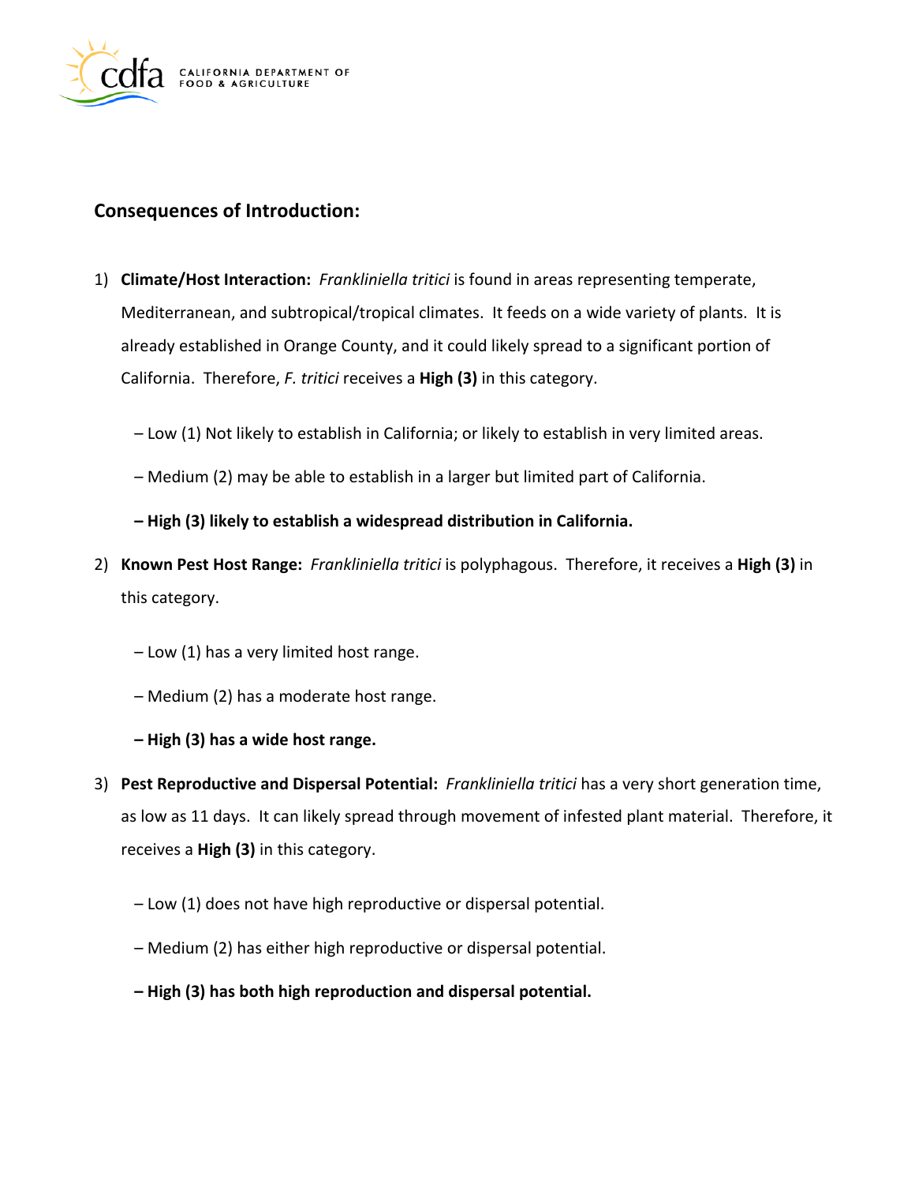## Consequences of Introduction:

1) **Climate/Host Interaction:** *Frankliniella tritici* is found in areas representing temperate, Mediterranean, and subtropical/tropical climates. It feeds on a wide variety of plants. It is already established in Orange County, and it could likely spread to a significant portion of California. Therefore, *F. tritici* receives a **High (3)** in this category.

   – Low (1) Not likely to establish in California; or likely to establish in very limited areas.

   – Medium (2) may be able to establish in a larger but limited part of California.

   **– High (3) likely to establish a widespread distribution in California.**

2) **Known Pest Host Range:** *Frankliniella tritici* is polyphagous. Therefore, it receives a **High (3)** in this category.

   – Low (1) has a very limited host range.

   – Medium (2) has a moderate host range.

   **– High (3) has a wide host range.**

3) **Pest Reproductive and Dispersal Potential:** *Frankliniella tritici* has a very short generation time, as low as 11 days. It can likely spread through movement of infested plant material. Therefore, it receives a **High (3)** in this category.

   – Low (1) does not have high reproductive or dispersal potential.

   – Medium (2) has either high reproductive or dispersal potential.

   **– High (3) has both high reproduction and dispersal potential.**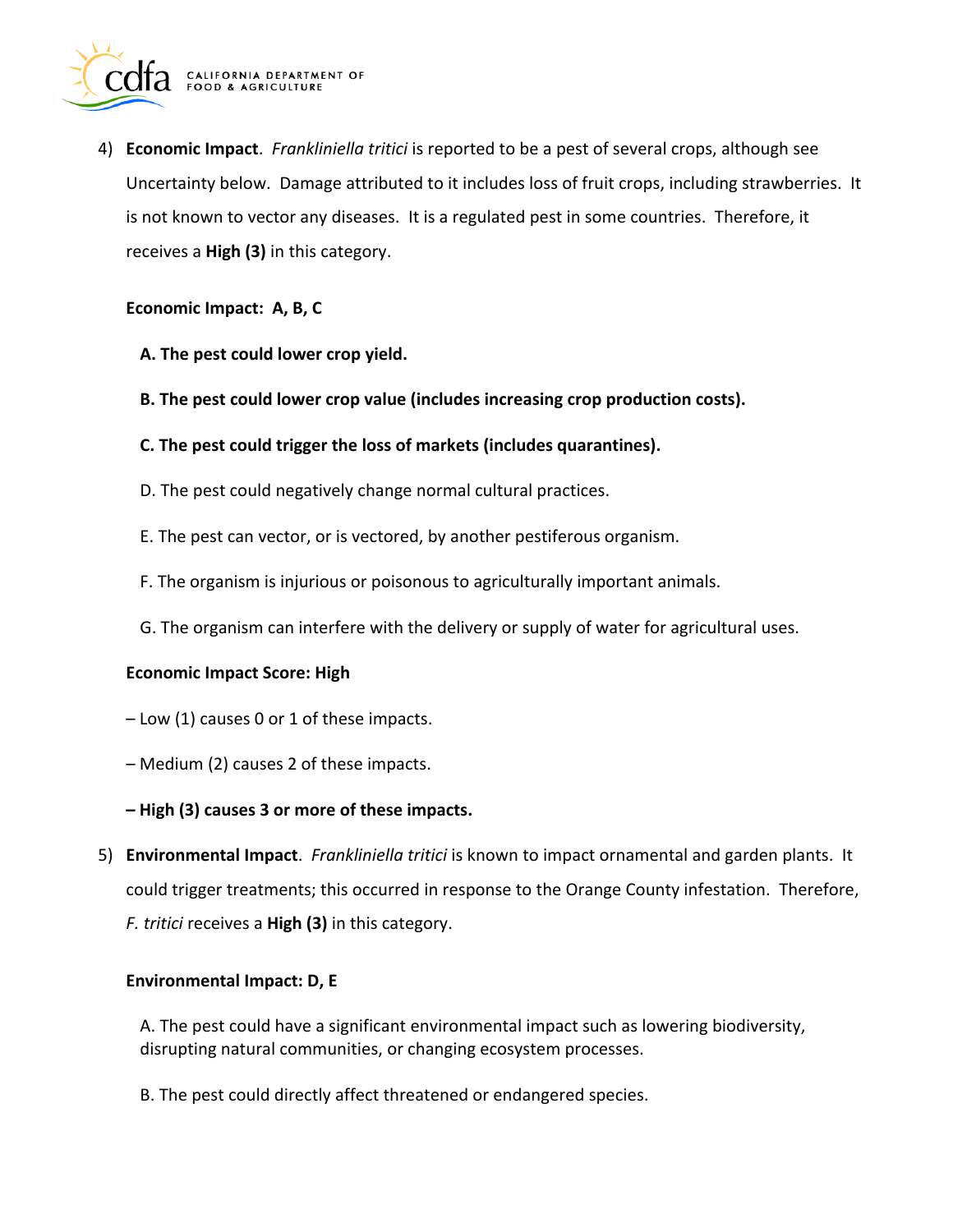4) **Economic Impact**. *Frankliniella tritici* is reported to be a pest of several crops, although see Uncertainty below. Damage attributed to it includes loss of fruit crops, including strawberries. It is not known to vector any diseases. It is a regulated pest in some countries. Therefore, it receives a **High (3)** in this category.

**Economic Impact: A, B, C**

**A. The pest could lower crop yield.**

**B. The pest could lower crop value (includes increasing crop production costs).**

**C. The pest could trigger the loss of markets (includes quarantines).**

D. The pest could negatively change normal cultural practices.

E. The pest can vector, or is vectored, by another pestiferous organism.

F. The organism is injurious or poisonous to agriculturally important animals.

G. The organism can interfere with the delivery or supply of water for agricultural uses.

**Economic Impact Score: High**

– Low (1) causes 0 or 1 of these impacts.

– Medium (2) causes 2 of these impacts.

**– High (3) causes 3 or more of these impacts.**

5) **Environmental Impact**. *Frankliniella tritici* is known to impact ornamental and garden plants. It could trigger treatments; this occurred in response to the Orange County infestation. Therefore, *F. tritici* receives a **High (3)** in this category.

**Environmental Impact: D, E**

A. The pest could have a significant environmental impact such as lowering biodiversity, disrupting natural communities, or changing ecosystem processes.

B. The pest could directly affect threatened or endangered species.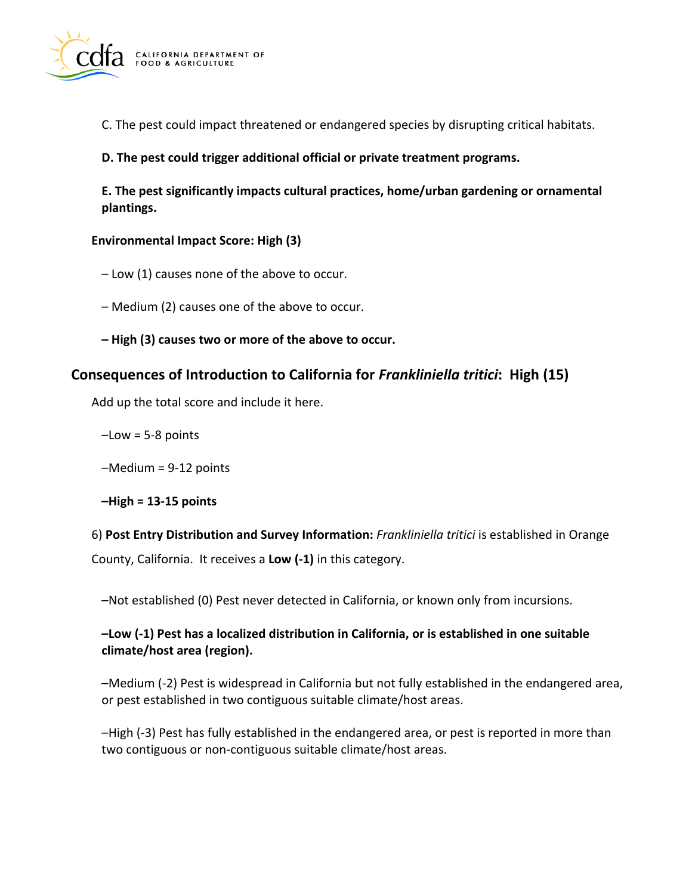C. The pest could impact threatened or endangered species by disrupting critical habitats.

**D. The pest could trigger additional official or private treatment programs.**

**E. The pest significantly impacts cultural practices, home/urban gardening or ornamental plantings.**

**Environmental Impact Score: High (3)**

– Low (1) causes none of the above to occur.

– Medium (2) causes one of the above to occur.

**– High (3) causes two or more of the above to occur.**

## Consequences of Introduction to California for *Frankliniella tritici*: High (15)

Add up the total score and include it here.

–Low = 5-8 points

–Medium = 9-12 points

**–High = 13-15 points**

6) **Post Entry Distribution and Survey Information:** *Frankliniella tritici* is established in Orange County, California. It receives a **Low (-1)** in this category.

–Not established (0) Pest never detected in California, or known only from incursions.

**–Low (-1) Pest has a localized distribution in California, or is established in one suitable climate/host area (region).**

–Medium (-2) Pest is widespread in California but not fully established in the endangered area, or pest established in two contiguous suitable climate/host areas.

–High (-3) Pest has fully established in the endangered area, or pest is reported in more than two contiguous or non-contiguous suitable climate/host areas.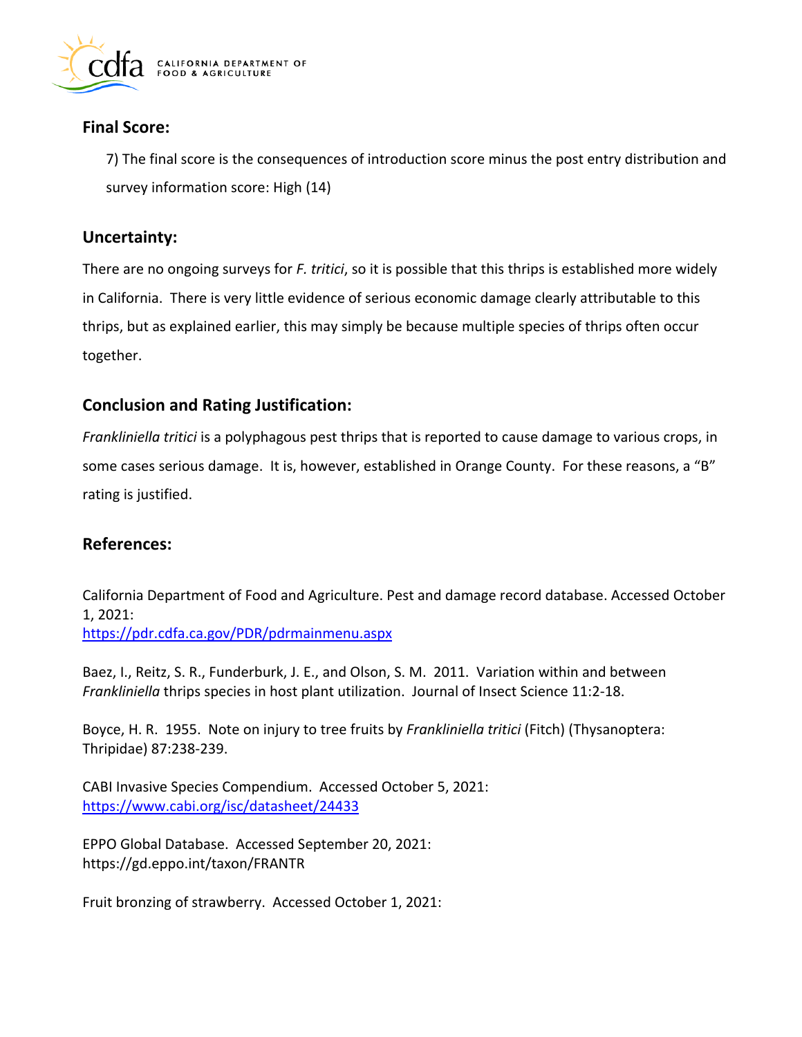## Final Score:

7) The final score is the consequences of introduction score minus the post entry distribution and survey information score: High (14)

## Uncertainty:

There are no ongoing surveys for *F. tritici*, so it is possible that this thrips is established more widely in California. There is very little evidence of serious economic damage clearly attributable to this thrips, but as explained earlier, this may simply be because multiple species of thrips often occur together.

## Conclusion and Rating Justification:

*Frankliniella tritici* is a polyphagous pest thrips that is reported to cause damage to various crops, in some cases serious damage. It is, however, established in Orange County. For these reasons, a "B" rating is justified.

## References:

California Department of Food and Agriculture. Pest and damage record database. Accessed October 1, 2021:
https://pdr.cdfa.ca.gov/PDR/pdrmainmenu.aspx

Baez, I., Reitz, S. R., Funderburk, J. E., and Olson, S. M. 2011. Variation within and between *Frankliniella* thrips species in host plant utilization. Journal of Insect Science 11:2-18.

Boyce, H. R. 1955. Note on injury to tree fruits by *Frankliniella tritici* (Fitch) (Thysanoptera: Thripidae) 87:238-239.

CABI Invasive Species Compendium. Accessed October 5, 2021:
https://www.cabi.org/isc/datasheet/24433

EPPO Global Database. Accessed September 20, 2021:
https://gd.eppo.int/taxon/FRANTR

Fruit bronzing of strawberry. Accessed October 1, 2021: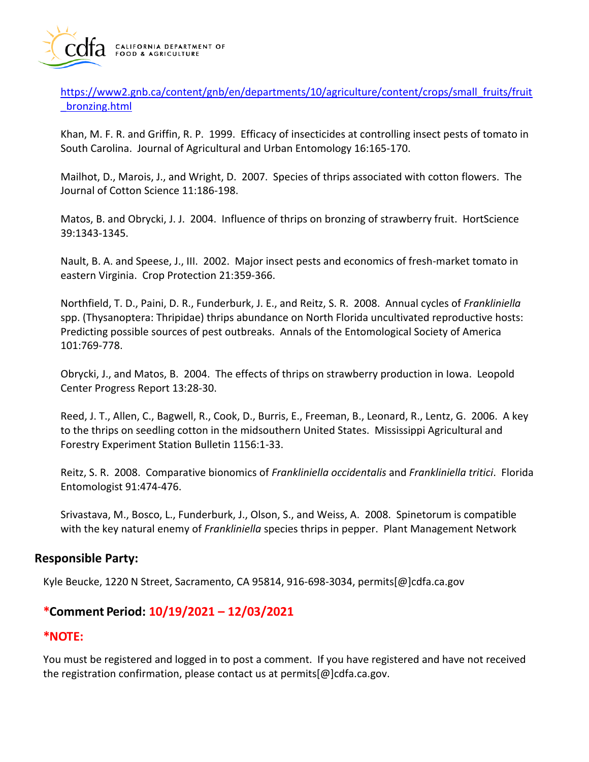https://www2.gnb.ca/content/gnb/en/departments/10/agriculture/content/crops/small_fruits/fruit_bronzing.html

Khan, M. F. R. and Griffin, R. P. 1999. Efficacy of insecticides at controlling insect pests of tomato in South Carolina. Journal of Agricultural and Urban Entomology 16:165-170.

Mailhot, D., Marois, J., and Wright, D. 2007. Species of thrips associated with cotton flowers. The Journal of Cotton Science 11:186-198.

Matos, B. and Obrycki, J. J. 2004. Influence of thrips on bronzing of strawberry fruit. HortScience 39:1343-1345.

Nault, B. A. and Speese, J., III. 2002. Major insect pests and economics of fresh-market tomato in eastern Virginia. Crop Protection 21:359-366.

Northfield, T. D., Paini, D. R., Funderburk, J. E., and Reitz, S. R. 2008. Annual cycles of *Frankliniella* spp. (Thysanoptera: Thripidae) thrips abundance on North Florida uncultivated reproductive hosts: Predicting possible sources of pest outbreaks. Annals of the Entomological Society of America 101:769-778.

Obrycki, J., and Matos, B. 2004. The effects of thrips on strawberry production in Iowa. Leopold Center Progress Report 13:28-30.

Reed, J. T., Allen, C., Bagwell, R., Cook, D., Burris, E., Freeman, B., Leonard, R., Lentz, G. 2006. A key to the thrips on seedling cotton in the midsouthern United States. Mississippi Agricultural and Forestry Experiment Station Bulletin 1156:1-33.

Reitz, S. R. 2008. Comparative bionomics of *Frankliniella occidentalis* and *Frankliniella tritici*. Florida Entomologist 91:474-476.

Srivastava, M., Bosco, L., Funderburk, J., Olson, S., and Weiss, A. 2008. Spinetorum is compatible with the key natural enemy of *Frankliniella* species thrips in pepper. Plant Management Network

## Responsible Party:

Kyle Beucke, 1220 N Street, Sacramento, CA 95814, 916-698-3034, permits[@]cdfa.ca.gov

## *Comment Period: 10/19/2021 – 12/03/2021

## *NOTE:

You must be registered and logged in to post a comment. If you have registered and have not received the registration confirmation, please contact us at permits[@]cdfa.ca.gov.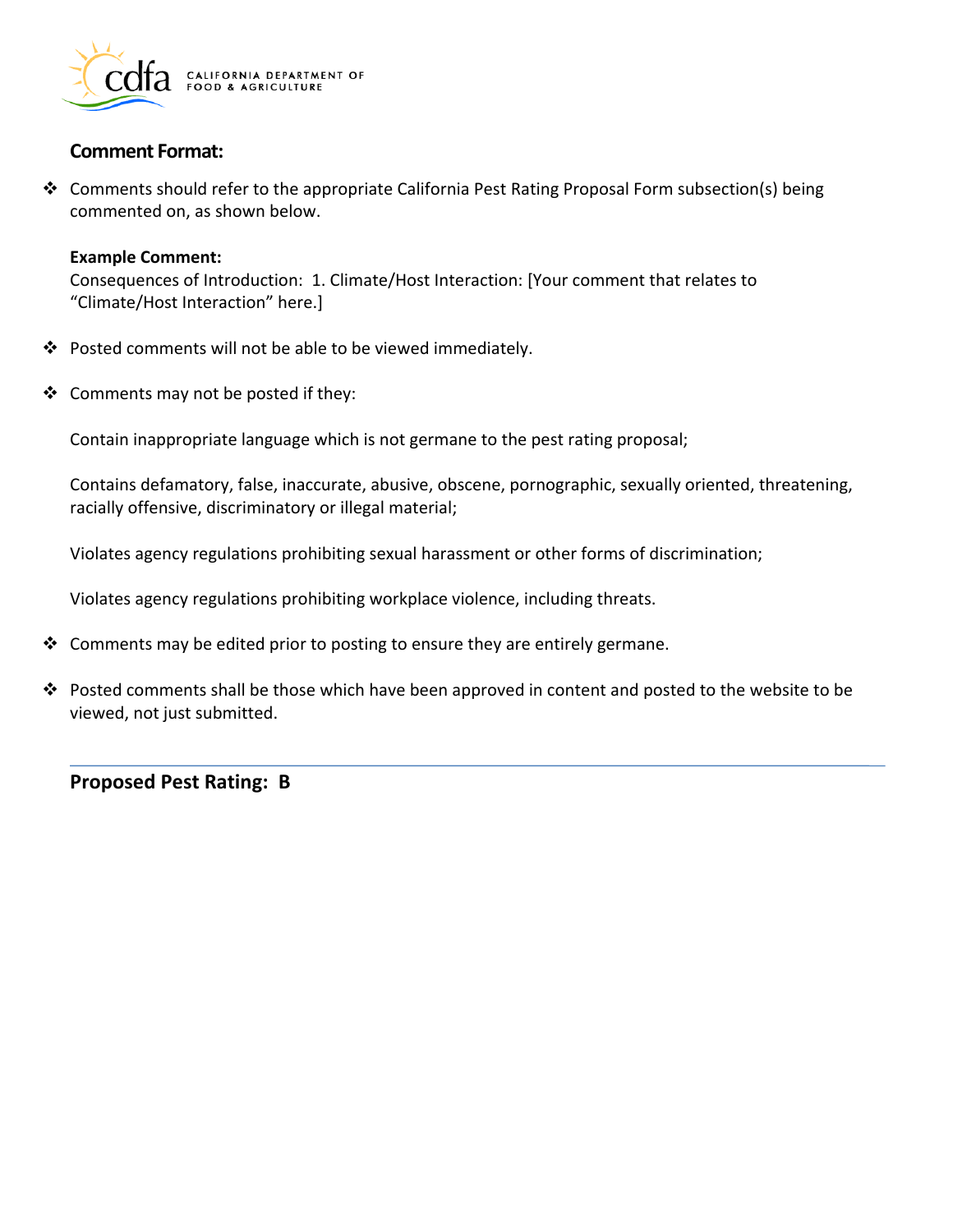**Comment Format:**

- Comments should refer to the appropriate California Pest Rating Proposal Form subsection(s) being commented on, as shown below.

  **Example Comment:**
  Consequences of Introduction: 1. Climate/Host Interaction: [Your comment that relates to "Climate/Host Interaction" here.]

- Posted comments will not be able to be viewed immediately.

- Comments may not be posted if they:

  Contain inappropriate language which is not germane to the pest rating proposal;

  Contains defamatory, false, inaccurate, abusive, obscene, pornographic, sexually oriented, threatening, racially offensive, discriminatory or illegal material;

  Violates agency regulations prohibiting sexual harassment or other forms of discrimination;

  Violates agency regulations prohibiting workplace violence, including threats.

- Comments may be edited prior to posting to ensure they are entirely germane.

- Posted comments shall be those which have been approved in content and posted to the website to be viewed, not just submitted.

---

## Proposed Pest Rating: B